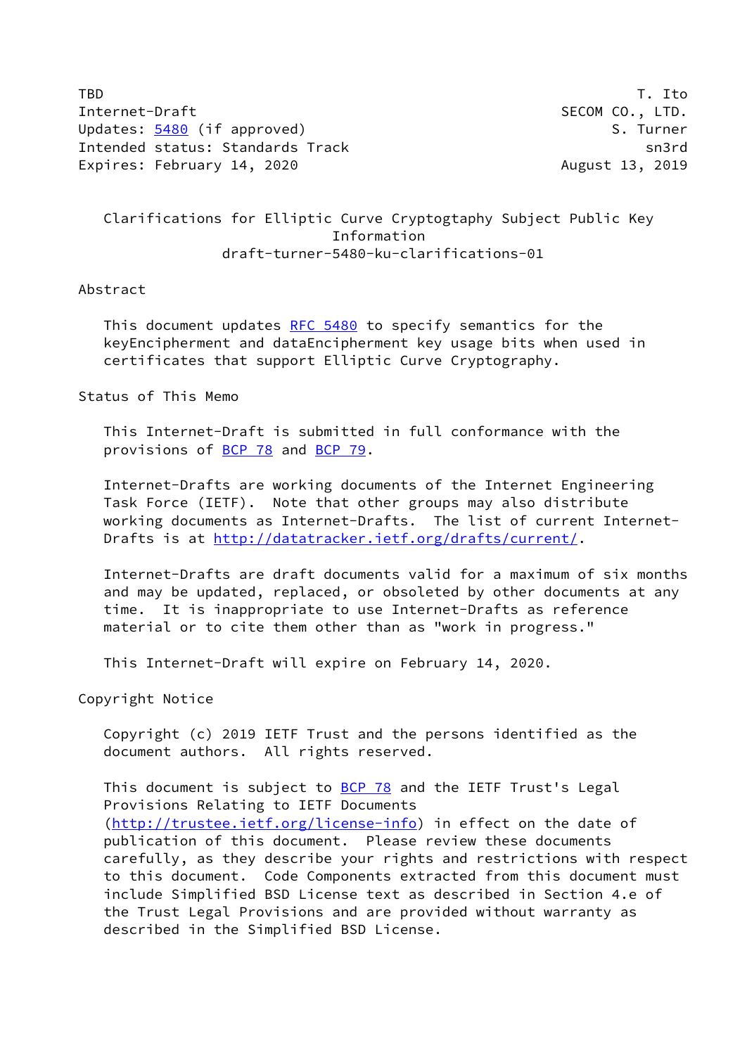TBD                                                               T. Ito
Internet-Draft                                          SECOM CO., LTD.
Updates: 5480 (if approved)                                    S. Turner
Intended status: Standards Track                                   sn3rd
Expires: February 14, 2020                               August 13, 2019

# Clarifications for Elliptic Curve Cryptogtaphy Subject Public Key Information

draft-turner-5480-ku-clarifications-01

## Abstract

This document updates RFC 5480 to specify semantics for the keyEncipherment and dataEncipherment key usage bits when used in certificates that support Elliptic Curve Cryptography.

## Status of This Memo

This Internet-Draft is submitted in full conformance with the provisions of BCP 78 and BCP 79.

Internet-Drafts are working documents of the Internet Engineering Task Force (IETF). Note that other groups may also distribute working documents as Internet-Drafts. The list of current Internet-Drafts is at http://datatracker.ietf.org/drafts/current/.

Internet-Drafts are draft documents valid for a maximum of six months and may be updated, replaced, or obsoleted by other documents at any time. It is inappropriate to use Internet-Drafts as reference material or to cite them other than as "work in progress."

This Internet-Draft will expire on February 14, 2020.

## Copyright Notice

Copyright (c) 2019 IETF Trust and the persons identified as the document authors. All rights reserved.

This document is subject to BCP 78 and the IETF Trust's Legal Provisions Relating to IETF Documents (http://trustee.ietf.org/license-info) in effect on the date of publication of this document. Please review these documents carefully, as they describe your rights and restrictions with respect to this document. Code Components extracted from this document must include Simplified BSD License text as described in Section 4.e of the Trust Legal Provisions and are provided without warranty as described in the Simplified BSD License.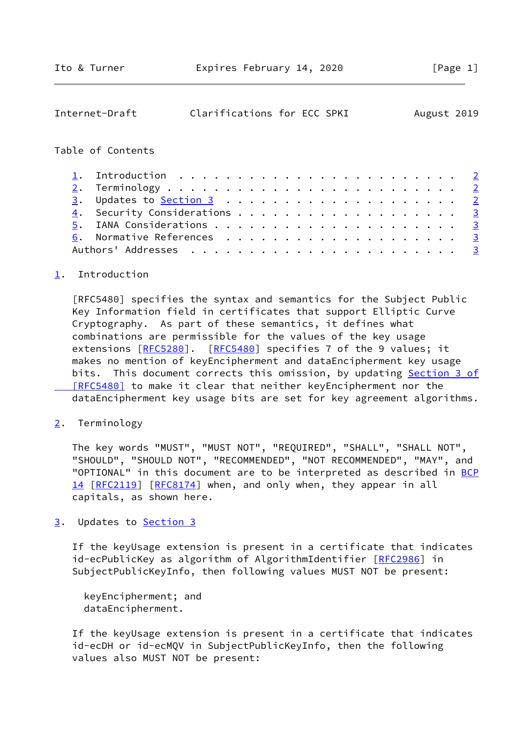Table of Contents

1. Introduction . . . . . . . . . . . . . . . . . . . . . . . . 2
2. Terminology . . . . . . . . . . . . . . . . . . . . . . . . 2
3. Updates to Section 3 . . . . . . . . . . . . . . . . . . . . 2
4. Security Considerations . . . . . . . . . . . . . . . . . . 3
5. IANA Considerations . . . . . . . . . . . . . . . . . . . . 3
6. Normative References . . . . . . . . . . . . . . . . . . . . 3
Authors' Addresses . . . . . . . . . . . . . . . . . . . . . . . 3

## 1. Introduction

[RFC5480] specifies the syntax and semantics for the Subject Public Key Information field in certificates that support Elliptic Curve Cryptography. As part of these semantics, it defines what combinations are permissible for the values of the key usage extensions [RFC5280]. [RFC5480] specifies 7 of the 9 values; it makes no mention of keyEncipherment and dataEncipherment key usage bits. This document corrects this omission, by updating Section 3 of [RFC5480] to make it clear that neither keyEncipherment nor the dataEncipherment key usage bits are set for key agreement algorithms.

## 2. Terminology

The key words "MUST", "MUST NOT", "REQUIRED", "SHALL", "SHALL NOT", "SHOULD", "SHOULD NOT", "RECOMMENDED", "NOT RECOMMENDED", "MAY", and "OPTIONAL" in this document are to be interpreted as described in BCP 14 [RFC2119] [RFC8174] when, and only when, they appear in all capitals, as shown here.

## 3. Updates to Section 3

If the keyUsage extension is present in a certificate that indicates id-ecPublicKey as algorithm of AlgorithmIdentifier [RFC2986] in SubjectPublicKeyInfo, then following values MUST NOT be present:

keyEncipherment; and
dataEncipherment.

If the keyUsage extension is present in a certificate that indicates id-ecDH or id-ecMQV in SubjectPublicKeyInfo, then the following values also MUST NOT be present: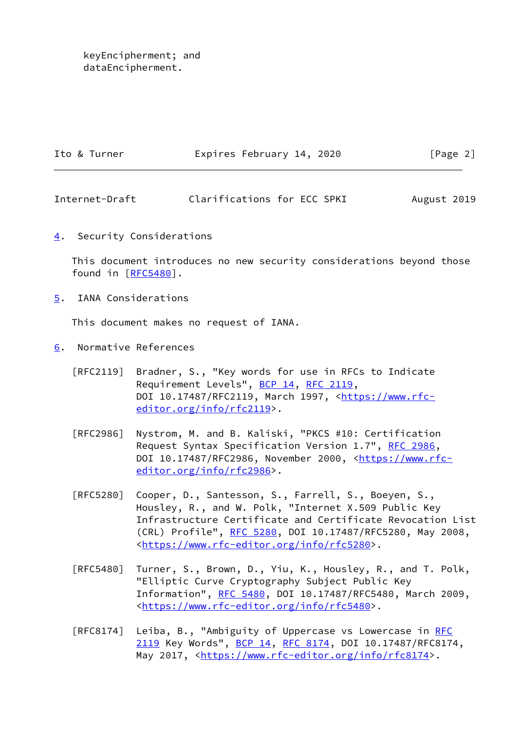keyEncipherment; and
dataEncipherment.

## 4. Security Considerations

This document introduces no new security considerations beyond those found in [RFC5480].

## 5. IANA Considerations

This document makes no request of IANA.

## 6. Normative References

[RFC2119] Bradner, S., "Key words for use in RFCs to Indicate Requirement Levels", BCP 14, RFC 2119, DOI 10.17487/RFC2119, March 1997, <https://www.rfc-editor.org/info/rfc2119>.

[RFC2986] Nystrom, M. and B. Kaliski, "PKCS #10: Certification Request Syntax Specification Version 1.7", RFC 2986, DOI 10.17487/RFC2986, November 2000, <https://www.rfc-editor.org/info/rfc2986>.

[RFC5280] Cooper, D., Santesson, S., Farrell, S., Boeyen, S., Housley, R., and W. Polk, "Internet X.509 Public Key Infrastructure Certificate and Certificate Revocation List (CRL) Profile", RFC 5280, DOI 10.17487/RFC5280, May 2008, <https://www.rfc-editor.org/info/rfc5280>.

[RFC5480] Turner, S., Brown, D., Yiu, K., Housley, R., and T. Polk, "Elliptic Curve Cryptography Subject Public Key Information", RFC 5480, DOI 10.17487/RFC5480, March 2009, <https://www.rfc-editor.org/info/rfc5480>.

[RFC8174] Leiba, B., "Ambiguity of Uppercase vs Lowercase in RFC 2119 Key Words", BCP 14, RFC 8174, DOI 10.17487/RFC8174, May 2017, <https://www.rfc-editor.org/info/rfc8174>.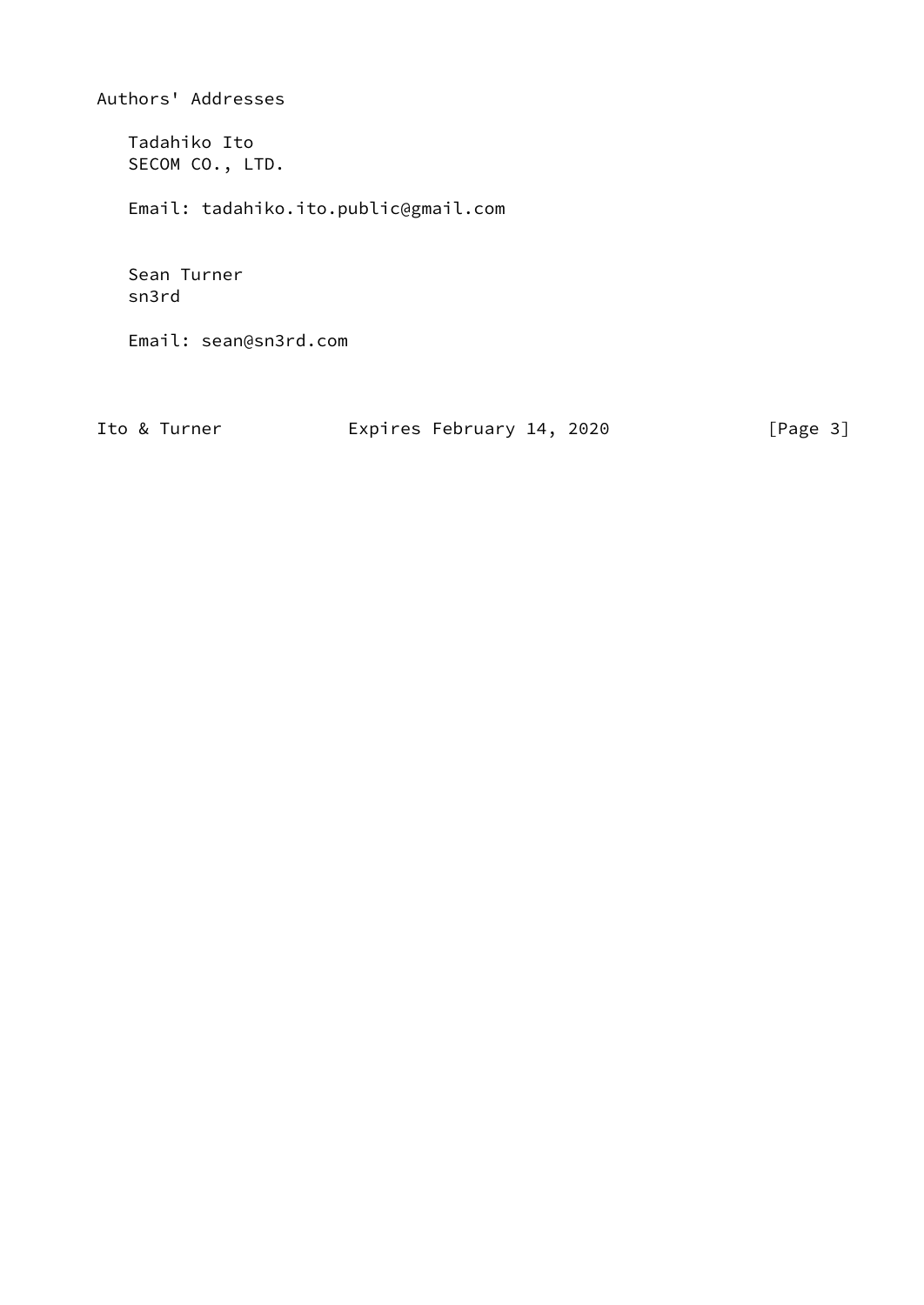## Authors' Addresses

Tadahiko Ito
SECOM CO., LTD.

Email: tadahiko.ito.public@gmail.com

Sean Turner
sn3rd

Email: sean@sn3rd.com